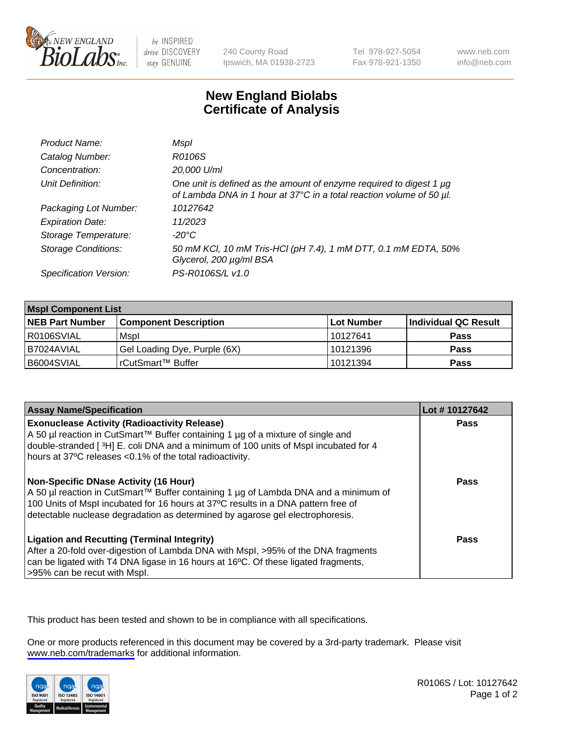# New England Biolabs Certificate of Analysis

| | |
|---|---|
| *Product Name:* | *MspI* |
| *Catalog Number:* | *R0106S* |
| *Concentration:* | *20,000 U/ml* |
| *Unit Definition:* | *One unit is defined as the amount of enzyme required to digest 1 µg of Lambda DNA in 1 hour at 37°C in a total reaction volume of 50 µl.* |
| *Packaging Lot Number:* | *10127642* |
| *Expiration Date:* | *11/2023* |
| *Storage Temperature:* | *-20°C* |
| *Storage Conditions:* | *50 mM KCl, 10 mM Tris-HCl (pH 7.4), 1 mM DTT, 0.1 mM EDTA, 50% Glycerol, 200 µg/ml BSA* |
| *Specification Version:* | *PS-R0106S/L v1.0* |

| MspI Component List | | | |
|---|---|---|---|
| **NEB Part Number** | **Component Description** | **Lot Number** | **Individual QC Result** |
| R0106SVIAL | MspI | 10127641 | **Pass** |
| B7024AVIAL | Gel Loading Dye, Purple (6X) | 10121396 | **Pass** |
| B6004SVIAL | rCutSmart™ Buffer | 10121394 | **Pass** |

| Assay Name/Specification | Lot # 10127642 |
|---|---|
| **Exonuclease Activity (Radioactivity Release)** A 50 µl reaction in CutSmart™ Buffer containing 1 µg of a mixture of single and double-stranded [ $^3$H] E. coli DNA and a minimum of 100 units of MspI incubated for 4 hours at 37ºC releases <0.1% of the total radioactivity. | **Pass** |
| **Non-Specific DNase Activity (16 Hour)** A 50 µl reaction in CutSmart™ Buffer containing 1 µg of Lambda DNA and a minimum of 100 Units of MspI incubated for 16 hours at 37ºC results in a DNA pattern free of detectable nuclease degradation as determined by agarose gel electrophoresis. | **Pass** |
| **Ligation and Recutting (Terminal Integrity)** After a 20-fold over-digestion of Lambda DNA with MspI, >95% of the DNA fragments can be ligated with T4 DNA ligase in 16 hours at 16ºC. Of these ligated fragments, >95% can be recut with MspI. | **Pass** |

This product has been tested and shown to be in compliance with all specifications.

One or more products referenced in this document may be covered by a 3rd-party trademark. Please visit www.neb.com/trademarks for additional information.

R0106S / Lot: 10127642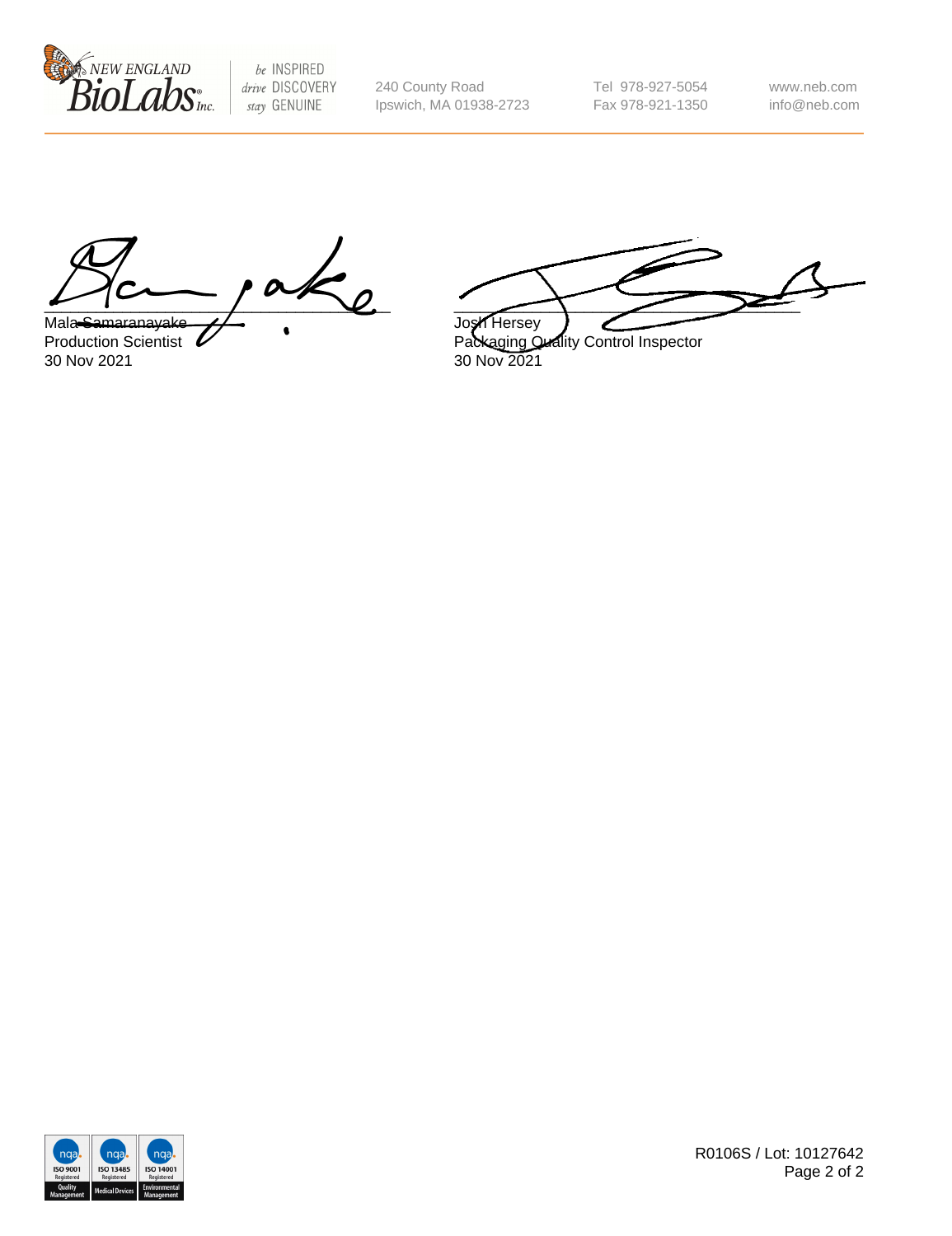Mala Samaranayake
Production Scientist
30 Nov 2021

Josh Hersey
Packaging Quality Control Inspector
30 Nov 2021

R0106S / Lot: 10127642